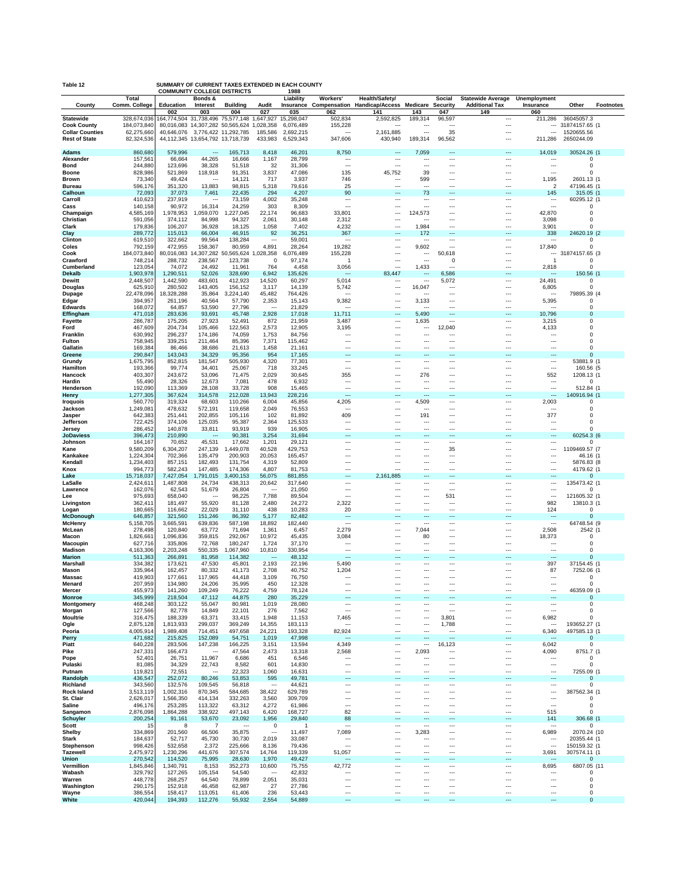**Table 12** **SUMMARY OF CURRENT TAXES EXTENDED IN EACH COUNTY COMMUNITY COLLEGE DISTRICTS** **1988**

| County | Total Comm. College | Education | Bonds & Interest | Building | Audit | Liability Insurance | Workers' Compensation | Health/Safety/ Handicap/Access | Medicare | Social Security | Statewide Average Additional Tax | Unemployment Insurance | Other | Footnotes |
|---|---|---|---|---|---|---|---|---|---|---|---|---|---|---|
| | | 002 | 003 | 004 | 027 | 035 | 062 | 141 | 143 | 047 | 149 | 060 | | |
| **Statewide** | 328,674,036 | 164,774,504 | 31,738,496 | 75,577,148 | 1,647,927 | 15,298,047 | 502,834 | 2,592,825 | 189,314 | 96,597 | --- | 211,286 | 36045057.3 | |
| **Cook County** | 184,073,840 | 80,016,083 | 14,307,282 | 50,565,624 | 1,028,358 | 6,076,489 | 155,228 | --- | --- | --- | --- | --- | 31874157.65 | (1 |
| **Collar Counties** | 62,275,660 | 40,646,076 | 3,776,422 | 11,292,785 | 185,586 | 2,692,215 | --- | 2,161,885 | --- | 35 | --- | --- | 1520655.56 | |
| **Rest of State** | 82,324,536 | 44,112,345 | 13,654,792 | 13,718,739 | 433,983 | 6,529,343 | 347,606 | 430,940 | 189,314 | 96,562 | --- | 211,286 | 2650244.09 | |
| **Adams** | 860,680 | 579,996 | --- | 165,713 | 8,418 | 46,201 | 8,750 | --- | 7,059 | --- | --- | 14,019 | 30524.26 | (1 |
| **Alexander** | 157,561 | 66,664 | 44,265 | 16,666 | 1,167 | 28,799 | --- | --- | --- | --- | --- | --- | 0 | |
| **Bond** | 244,880 | 123,696 | 38,328 | 51,518 | 32 | 31,306 | --- | --- | --- | --- | --- | --- | 0 | |
| **Boone** | 828,986 | 521,869 | 118,918 | 91,351 | 3,837 | 47,086 | 135 | 45,752 | 39 | --- | --- | --- | 0 | |
| **Brown** | 73,340 | 49,424 | --- | 14,121 | 717 | 3,937 | 746 | --- | 599 | --- | --- | 1,195 | 2601.13 | (1 |
| **Bureau** | 596,176 | 351,320 | 13,883 | 98,815 | 5,318 | 79,616 | 25 | --- | --- | --- | --- | 2 | 47196.45 | (1 |
| **Calhoun** | 72,093 | 37,073 | 7,461 | 22,435 | 294 | 4,207 | 90 | --- | 73 | --- | --- | 145 | 315.05 | (1 |
| **Carroll** | 410,623 | 237,919 | --- | 73,159 | 4,002 | 35,248 | --- | --- | --- | --- | --- | --- | 60295.12 | (1 |
| **Cass** | 140,158 | 90,972 | 16,314 | 24,259 | 303 | 8,309 | --- | --- | --- | --- | --- | --- | 0 | |
| **Champaign** | 4,585,169 | 1,978,953 | 1,059,070 | 1,227,045 | 22,174 | 96,683 | 33,801 | --- | 124,573 | --- | --- | 42,870 | 0 | |
| **Christian** | 591,056 | 374,112 | 84,998 | 94,327 | 2,061 | 30,148 | 2,312 | --- | --- | --- | --- | 3,098 | 0 | |
| **Clark** | 179,836 | 106,207 | 36,928 | 18,125 | 1,058 | 7,402 | 4,232 | --- | 1,984 | --- | --- | 3,901 | 0 | |
| **Clay** | 289,772 | 115,013 | 66,004 | 46,915 | 92 | 36,251 | 367 | --- | 172 | --- | --- | 338 | 24620.19 | (2 |
| **Clinton** | 619,510 | 322,662 | 99,564 | 138,284 | --- | 59,001 | --- | --- | --- | --- | --- | --- | 0 | |
| **Coles** | 792,159 | 472,955 | 158,367 | 80,959 | 4,891 | 28,264 | 19,282 | --- | 9,602 | --- | --- | 17,840 | 0 | |
| **Cook** | 184,073,840 | 80,016,083 | 14,307,282 | 50,565,624 | 1,028,358 | 6,076,489 | 155,228 | --- | --- | 50,618 | --- | --- | 31874157.65 | (3 |
| **Crawford** | 748,214 | 288,732 | 238,567 | 123,738 | 0 | 97,174 | 1 | --- | --- | 0 | --- | 1 | 0 | |
| **Cumberland** | 123,054 | 74,072 | 24,492 | 11,961 | 764 | 4,458 | 3,056 | --- | 1,433 | --- | --- | 2,818 | 0 | |
| **Dekalb** | 1,903,978 | 1,290,511 | 52,026 | 328,690 | 6,942 | 135,626 | --- | 83,447 | --- | 6,586 | --- | --- | 150.56 | (1 |
| **Dewitt** | 2,448,507 | 1,442,590 | 483,601 | 412,923 | 14,520 | 60,297 | 5,014 | --- | --- | 5,072 | --- | 24,491 | 0 | |
| **Douglas** | 625,910 | 280,502 | 143,405 | 156,152 | 3,117 | 14,139 | 5,742 | --- | 16,047 | --- | --- | 6,805 | 0 | |
| **Dupage** | 22,478,096 | 18,328,288 | 35,864 | 3,224,140 | 45,482 | 764,426 | --- | --- | --- | --- | --- | --- | 79895.39 | (4 |
| **Edgar** | 394,957 | 261,196 | 40,564 | 57,790 | 2,353 | 15,143 | 9,382 | --- | 3,133 | --- | --- | 5,395 | 0 | |
| **Edwards** | 168,072 | 64,857 | 53,590 | 27,796 | --- | 21,829 | --- | --- | --- | --- | --- | --- | 0 | |
| **Effingham** | 471,018 | 283,636 | 93,691 | 45,748 | 2,928 | 17,018 | 11,711 | --- | 5,490 | --- | --- | 10,796 | 0 | |
| **Fayette** | 286,787 | 175,205 | 27,923 | 52,491 | 872 | 21,959 | 3,487 | --- | 1,635 | --- | --- | 3,215 | 0 | |
| **Ford** | 467,609 | 204,734 | 105,466 | 122,563 | 2,573 | 12,905 | 3,195 | --- | --- | 12,040 | --- | 4,133 | 0 | |
| **Franklin** | 630,992 | 296,237 | 174,186 | 74,059 | 1,753 | 84,756 | --- | --- | --- | --- | --- | --- | 0 | |
| **Fulton** | 758,945 | 339,251 | 211,464 | 85,396 | 7,371 | 115,462 | --- | --- | --- | --- | --- | --- | 0 | |
| **Gallatin** | 169,384 | 86,466 | 38,686 | 21,613 | 1,458 | 21,161 | --- | --- | --- | --- | --- | --- | 0 | |
| **Greene** | 290,847 | 143,043 | 34,329 | 95,356 | 954 | 17,165 | --- | --- | --- | --- | --- | --- | 0 | |
| **Grundy** | 1,675,795 | 852,815 | 181,547 | 505,930 | 4,320 | 77,301 | --- | --- | --- | --- | --- | --- | 53881.9 | (1 |
| **Hamilton** | 193,366 | 99,774 | 34,401 | 25,067 | 718 | 33,245 | --- | --- | --- | --- | --- | --- | 160.56 | (5 |
| **Hancock** | 403,307 | 243,672 | 53,096 | 71,475 | 2,029 | 30,645 | 355 | --- | 276 | --- | --- | 552 | 1208.13 | (1 |
| **Hardin** | 55,490 | 28,326 | 12,673 | 7,081 | 478 | 6,932 | --- | --- | --- | --- | --- | --- | 0 | |
| **Henderson** | 192,090 | 113,369 | 28,108 | 33,728 | 908 | 15,465 | --- | --- | --- | --- | --- | --- | 512.84 | (1 |
| **Henry** | 1,277,305 | 367,624 | 314,578 | 212,028 | 13,943 | 228,216 | --- | --- | --- | --- | --- | --- | 140916.94 | (1 |
| **Iroquois** | 560,770 | 319,324 | 68,603 | 110,266 | 6,004 | 45,856 | 4,205 | --- | 4,509 | --- | --- | 2,003 | 0 | |
| **Jackson** | 1,249,081 | 478,632 | 572,191 | 119,658 | 2,049 | 76,553 | --- | --- | --- | --- | --- | --- | 0 | |
| **Jasper** | 642,383 | 251,441 | 202,855 | 105,116 | 102 | 81,892 | 409 | --- | 191 | --- | --- | 377 | 0 | |
| **Jefferson** | 722,425 | 374,106 | 125,035 | 95,387 | 2,364 | 125,533 | --- | --- | --- | --- | --- | --- | 0 | |
| **Jersey** | 286,452 | 140,878 | 33,811 | 93,919 | 939 | 16,905 | --- | --- | --- | --- | --- | --- | 0 | |
| **JoDaviess** | 396,473 | 210,890 | --- | 90,381 | 3,254 | 31,694 | --- | --- | --- | --- | --- | --- | 60254.3 | (6 |
| **Johnson** | 164,167 | 70,652 | 45,531 | 17,662 | 1,201 | 29,121 | --- | --- | --- | --- | --- | --- | 0 | |
| **Kane** | 9,580,209 | 6,304,207 | 247,139 | 1,449,078 | 40,528 | 429,753 | --- | --- | --- | 35 | --- | --- | 1109469.57 | (7 |
| **Kankakee** | 1,224,304 | 702,366 | 135,479 | 200,903 | 20,053 | 165,457 | --- | --- | --- | --- | --- | --- | 46.16 | (1 |
| **Kendall** | 1,234,403 | 857,151 | 182,493 | 131,754 | 4,319 | 52,809 | --- | --- | --- | --- | --- | --- | 5876.83 | (8 |
| **Knox** | 994,773 | 582,243 | 147,485 | 174,306 | 4,807 | 81,753 | --- | --- | --- | --- | --- | --- | 4179.62 | (1 |
| **Lake** | 15,718,037 | 7,427,054 | 1,791,015 | 3,400,153 | 56,075 | 881,855 | --- | 2,161,885 | --- | --- | --- | --- | 0 | |
| **LaSalle** | 2,424,611 | 1,487,808 | 24,734 | 438,313 | 20,642 | 317,640 | --- | --- | --- | --- | --- | --- | 135473.42 | (1 |
| **Lawrence** | 162,076 | 62,543 | 51,679 | 26,804 | --- | 21,050 | --- | --- | --- | --- | --- | --- | 0 | |
| **Lee** | 975,693 | 658,040 | --- | 98,225 | 7,788 | 89,504 | --- | --- | --- | 531 | --- | --- | 121605.32 | (1 |
| **Livingston** | 362,411 | 181,497 | 55,920 | 81,128 | 2,480 | 24,272 | 2,322 | --- | --- | --- | --- | 982 | 13810.3 | (1 |
| **Logan** | 180,665 | 116,662 | 22,029 | 31,110 | 438 | 10,283 | 20 | --- | --- | --- | --- | 124 | 0 | |
| **McDonough** | 646,857 | 321,560 | 151,246 | 86,392 | 5,177 | 82,482 | --- | --- | --- | --- | --- | --- | 0 | |
| **McHenry** | 5,158,705 | 3,665,591 | 639,836 | 587,198 | 18,892 | 182,440 | --- | --- | --- | --- | --- | --- | 64748.54 | (9 |
| **McLean** | 278,498 | 120,840 | 63,772 | 71,694 | 1,361 | 6,457 | 2,279 | --- | 7,044 | --- | --- | 2,508 | 2542 | (1 |
| **Macon** | 1,826,661 | 1,096,836 | 359,815 | 292,067 | 10,972 | 45,435 | 3,084 | --- | 80 | --- | --- | 18,373 | 0 | |
| **Macoupin** | 627,716 | 335,806 | 72,768 | 180,247 | 1,724 | 37,170 | --- | --- | --- | --- | --- | --- | 0 | |
| **Madison** | 4,163,306 | 2,203,248 | 550,335 | 1,067,960 | 10,810 | 330,954 | --- | --- | --- | --- | --- | --- | 0 | |
| **Marion** | 511,363 | 266,891 | 81,958 | 114,382 | --- | 48,132 | --- | --- | --- | --- | --- | --- | 0 | |
| **Marshall** | 334,382 | 173,621 | 47,530 | 45,801 | 2,193 | 22,196 | 5,490 | --- | --- | --- | --- | 397 | 37154.45 | (1 |
| **Mason** | 335,964 | 162,457 | 80,332 | 41,173 | 2,708 | 40,752 | 1,204 | --- | --- | --- | --- | 87 | 7252.06 | (1 |
| **Massac** | 419,903 | 177,661 | 117,965 | 44,418 | 3,109 | 76,750 | --- | --- | --- | --- | --- | --- | 0 | |
| **Menard** | 207,959 | 134,980 | 24,206 | 35,995 | 450 | 12,328 | --- | --- | --- | --- | --- | --- | 0 | |
| **Mercer** | 455,973 | 141,260 | 109,249 | 76,222 | 4,759 | 78,124 | --- | --- | --- | --- | --- | --- | 46359.09 | (1 |
| **Monroe** | 345,999 | 218,504 | 47,112 | 44,875 | 280 | 35,229 | --- | --- | --- | --- | --- | --- | 0 | |
| **Montgomery** | 468,248 | 303,122 | 55,047 | 80,981 | 1,019 | 28,080 | --- | --- | --- | --- | --- | --- | 0 | |
| **Morgan** | 127,566 | 82,778 | 14,849 | 22,101 | 276 | 7,562 | --- | --- | --- | --- | --- | --- | 0 | |
| **Moultrie** | 316,475 | 188,339 | 63,371 | 33,415 | 1,948 | 11,153 | 7,465 | --- | --- | 3,801 | --- | 6,982 | 0 | |
| **Ogle** | 2,875,128 | 1,813,933 | 299,037 | 369,249 | 14,355 | 183,113 | --- | --- | --- | 1,788 | --- | --- | 193652.27 | (1 |
| **Peoria** | 4,005,914 | 1,989,408 | 714,451 | 497,658 | 24,221 | 193,328 | 82,924 | --- | --- | --- | --- | 6,340 | 497585.13 | (1 |
| **Perry** | 471,682 | 215,825 | 152,089 | 54,751 | 1,019 | 47,998 | --- | --- | --- | --- | --- | --- | 0 | |
| **Piatt** | 640,228 | 283,506 | 147,238 | 166,225 | 3,151 | 13,594 | 4,349 | --- | --- | 16,123 | --- | 6,042 | 0 | |
| **Pike** | 247,331 | 166,473 | --- | 47,564 | 2,473 | 13,318 | 2,568 | --- | 2,093 | --- | --- | 4,090 | 8751.7 | (1 |
| **Pope** | 52,401 | 26,751 | 11,967 | 6,686 | 451 | 6,546 | --- | --- | --- | --- | --- | --- | 0 | |
| **Pulaski** | 81,085 | 34,329 | 22,743 | 8,582 | 601 | 14,830 | --- | --- | --- | --- | --- | --- | 0 | |
| **Putnam** | 119,821 | 72,551 | --- | 22,323 | 1,060 | 16,631 | --- | --- | --- | --- | --- | --- | 7255.09 | (1 |
| **Randolph** | 436,547 | 252,072 | 80,246 | 53,853 | 595 | 49,781 | --- | --- | --- | --- | --- | --- | 0 | |
| **Richland** | 343,560 | 132,576 | 109,545 | 56,818 | --- | 44,621 | --- | --- | --- | --- | --- | --- | 0 | |
| **Rock Island** | 3,513,119 | 1,002,316 | 870,345 | 584,685 | 38,422 | 629,789 | --- | --- | --- | --- | --- | --- | 387562.34 | (1 |
| **St. Clair** | 2,626,017 | 1,566,350 | 414,134 | 332,263 | 3,560 | 309,709 | --- | --- | --- | --- | --- | --- | 0 | |
| **Saline** | 496,176 | 253,285 | 113,322 | 63,312 | 4,272 | 61,986 | --- | --- | --- | --- | --- | --- | 0 | |
| **Sangamon** | 2,876,098 | 1,864,288 | 338,922 | 497,143 | 6,420 | 168,727 | 82 | --- | --- | --- | --- | 515 | 0 | |
| **Schuyler** | 200,254 | 91,161 | 53,670 | 23,092 | 1,956 | 29,840 | 88 | --- | --- | --- | --- | 141 | 306.68 | (1 |
| **Scott** | 15 | 8 | 7 | --- | 0 | 1 | --- | --- | --- | --- | --- | --- | 0 | |
| **Shelby** | 334,869 | 201,560 | 66,506 | 35,875 | --- | 11,497 | 7,089 | --- | 3,283 | --- | --- | 6,989 | 2070.24 | (10 |
| **Stark** | 184,637 | 52,717 | 45,730 | 30,730 | 2,019 | 33,087 | --- | --- | --- | --- | --- | --- | 20355.44 | (1 |
| **Stephenson** | 998,426 | 532,658 | 2,372 | 225,666 | 8,136 | 79,436 | --- | --- | --- | --- | --- | --- | 150159.32 | (1 |
| **Tazewell** | 2,475,972 | 1,230,296 | 441,676 | 307,574 | 14,764 | 119,339 | 51,057 | --- | --- | --- | --- | 3,691 | 307574.11 | (1 |
| **Union** | 270,542 | 114,520 | 75,995 | 28,630 | 1,970 | 49,427 | --- | --- | --- | --- | --- | --- | 0 | |
| **Vermillion** | 1,845,846 | 1,340,791 | 8,153 | 352,273 | 10,600 | 75,755 | 42,772 | --- | --- | --- | --- | 8,695 | 6807.05 | (11 |
| **Wabash** | 329,792 | 127,265 | 105,154 | 54,540 | --- | 42,832 | --- | --- | --- | --- | --- | --- | 0 | |
| **Warren** | 448,778 | 268,257 | 64,540 | 78,899 | 2,051 | 35,031 | --- | --- | --- | --- | --- | --- | 0 | |
| **Washington** | 290,175 | 152,918 | 46,458 | 62,987 | 27 | 27,786 | --- | --- | --- | --- | --- | --- | 0 | |
| **Wayne** | 386,554 | 158,417 | 113,051 | 61,406 | 236 | 53,443 | --- | --- | --- | --- | --- | --- | 0 | |
| **White** | 420,044 | 194,393 | 112,276 | 55,932 | 2,554 | 54,889 | --- | --- | --- | --- | --- | --- | 0 | |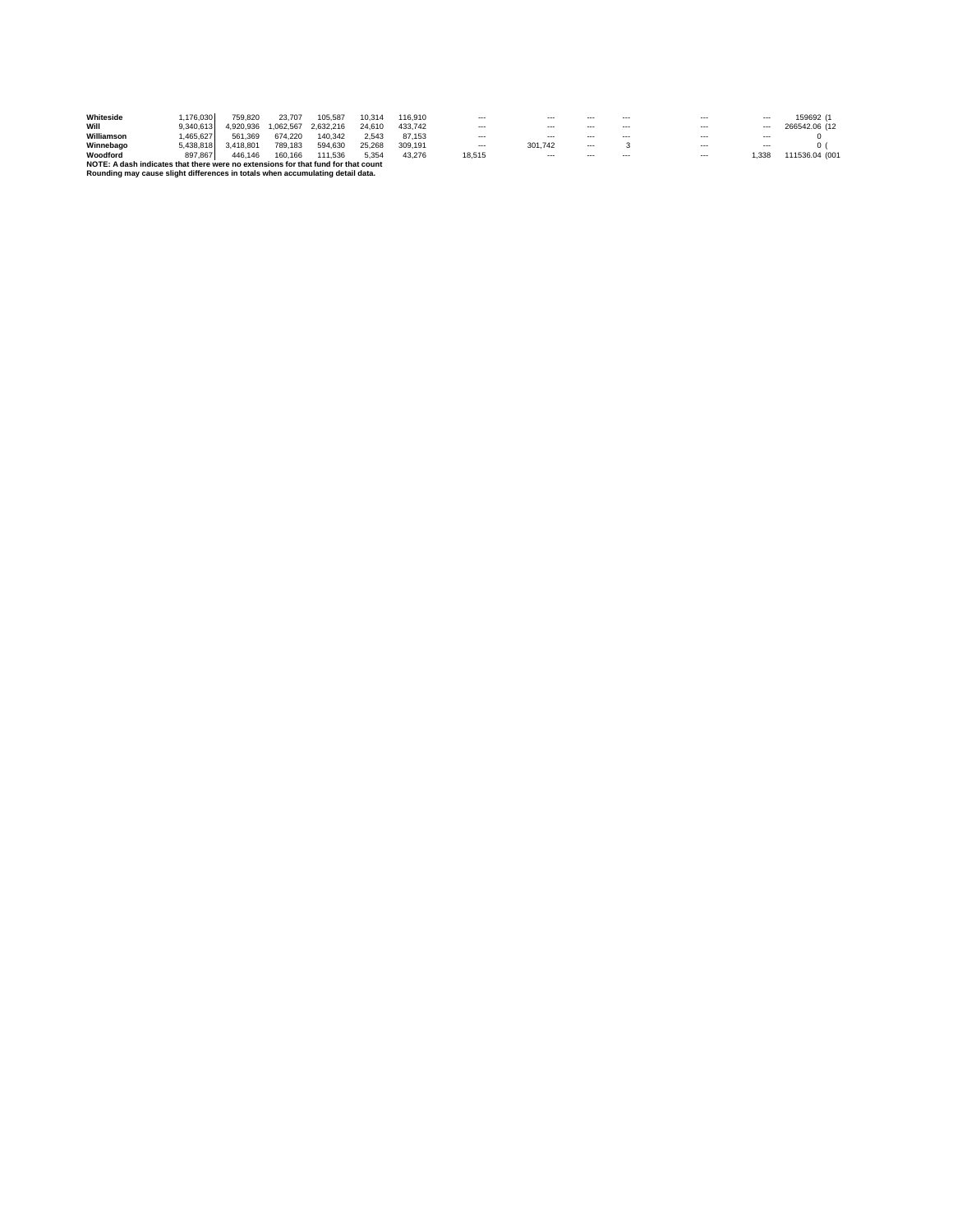| | | | | | | | | | | | | | | |
|---|---|---|---|---|---|---|---|---|---|---|---|---|---|---|
| **Whiteside** | 1,176,030 | 759,820 | 23,707 | 105,587 | 10,314 | 116,910 | --- | --- | --- | --- | --- | --- | 159692 (1 |
| **Will** | 9,340,613 | 4,920,936 | 1,062,567 | 2,632,216 | 24,610 | 433,742 | --- | --- | --- | --- | --- | --- | 266542.06 (12 |
| **Williamson** | 1,465,627 | 561,369 | 674,220 | 140,342 | 2,543 | 87,153 | --- | --- | --- | --- | --- | --- | 0 |
| **Winnebago** | 5,438,818 | 3,418,801 | 789,183 | 594,630 | 25,268 | 309,191 | --- | 301,742 | --- | 3 | --- | --- | 0 ( |
| **Woodford** | 897,867 | 446,146 | 160,166 | 111,536 | 5,354 | 43,276 | 18,515 | --- | --- | --- | --- | 1,338 | 111536.04 (001 |

**NOTE: A dash indicates that there were no extensions for that fund for that count**
**Rounding may cause slight differences in totals when accumulating detail data.**